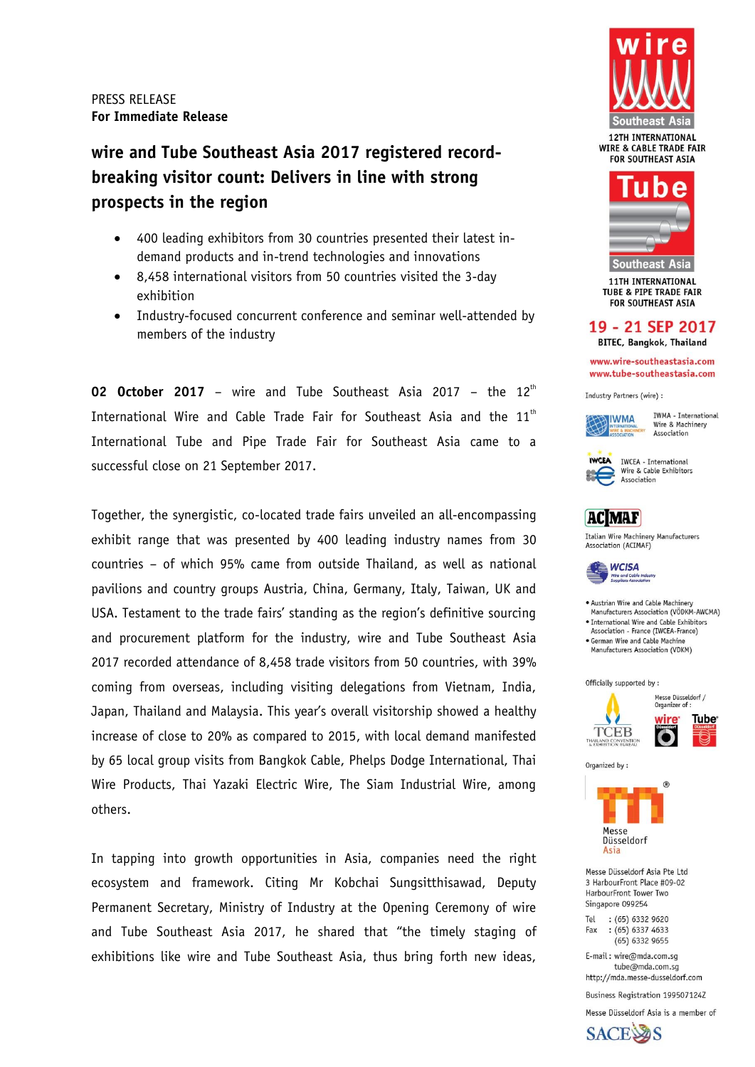PRESS RELEASE
**For Immediate Release**

## wire and Tube Southeast Asia 2017 registered record-breaking visitor count: Delivers in line with strong prospects in the region

- 400 leading exhibitors from 30 countries presented their latest in-demand products and in-trend technologies and innovations
- 8,458 international visitors from 50 countries visited the 3-day exhibition
- Industry-focused concurrent conference and seminar well-attended by members of the industry

**02 October 2017** – wire and Tube Southeast Asia 2017 – the 12th International Wire and Cable Trade Fair for Southeast Asia and the 11th International Tube and Pipe Trade Fair for Southeast Asia came to a successful close on 21 September 2017.

Together, the synergistic, co-located trade fairs unveiled an all-encompassing exhibit range that was presented by 400 leading industry names from 30 countries – of which 95% came from outside Thailand, as well as national pavilions and country groups Austria, China, Germany, Italy, Taiwan, UK and USA. Testament to the trade fairs' standing as the region's definitive sourcing and procurement platform for the industry, wire and Tube Southeast Asia 2017 recorded attendance of 8,458 trade visitors from 50 countries, with 39% coming from overseas, including visiting delegations from Vietnam, India, Japan, Thailand and Malaysia. This year's overall visitorship showed a healthy increase of close to 20% as compared to 2015, with local demand manifested by 65 local group visits from Bangkok Cable, Phelps Dodge International, Thai Wire Products, Thai Yazaki Electric Wire, The Siam Industrial Wire, among others.

In tapping into growth opportunities in Asia, companies need the right ecosystem and framework. Citing Mr Kobchai Sungsitthisawad, Deputy Permanent Secretary, Ministry of Industry at the Opening Ceremony of wire and Tube Southeast Asia 2017, he shared that "the timely staging of exhibitions like wire and Tube Southeast Asia, thus bring forth new ideas,

wire Southeast Asia
12TH INTERNATIONAL WIRE & CABLE TRADE FAIR FOR SOUTHEAST ASIA

Tube Southeast Asia
11TH INTERNATIONAL TUBE & PIPE TRADE FAIR FOR SOUTHEAST ASIA

**19 - 21 SEP 2017**
**BITEC, Bangkok, Thailand**

www.wire-southeastasia.com
www.tube-southeastasia.com

Industry Partners (wire) :

IWMA - International Wire & Machinery Association

IWCEA - International Wire & Cable Exhibitors Association

Italian Wire Machinery Manufacturers Association (ACIMAF)

WCISA

- Austrian Wire and Cable Machinery Manufacturers Association (VÖDKM-AWCMA)
- International Wire and Cable Exhibitors Association - France (IWCEA-France)
- German Wire and Cable Machine Manufacturers Association (VDKM)

Officially supported by :

TCEB

Messe Düsseldorf / Organizer of :

Organized by :

Messe Düsseldorf Asia

Messe Düsseldorf Asia Pte Ltd
3 HarbourFront Place #09-02
HarbourFront Tower Two
Singapore 099254

Tel : (65) 6332 9620
Fax : (65) 6337 4633
(65) 6332 9655

E-mail : wire@mda.com.sg
tube@mda.com.sg
http://mda.messe-dusseldorf.com

Business Registration 199507124Z

Messe Düsseldorf Asia is a member of SACEOS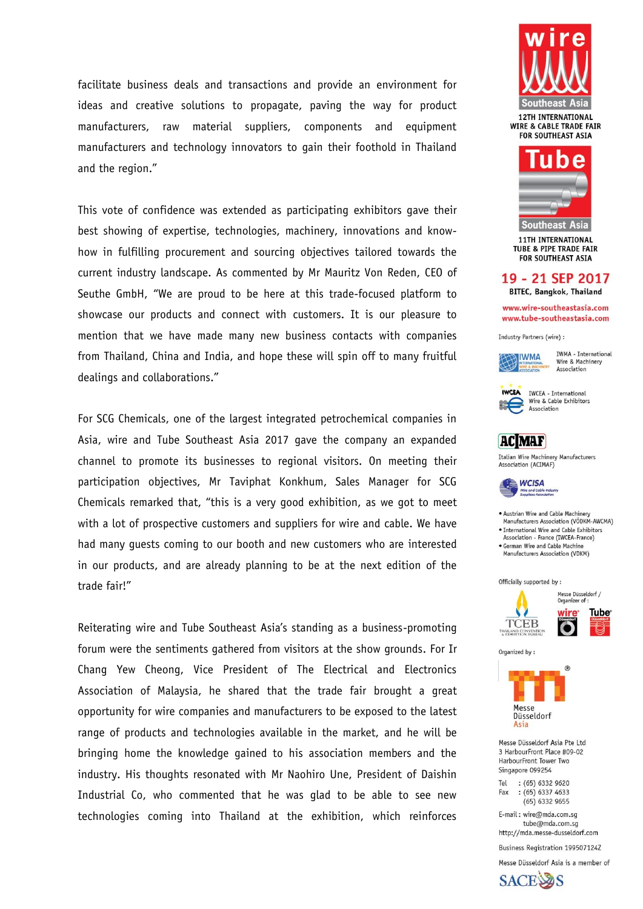facilitate business deals and transactions and provide an environment for ideas and creative solutions to propagate, paving the way for product manufacturers, raw material suppliers, components and equipment manufacturers and technology innovators to gain their foothold in Thailand and the region."

This vote of confidence was extended as participating exhibitors gave their best showing of expertise, technologies, machinery, innovations and know-how in fulfilling procurement and sourcing objectives tailored towards the current industry landscape. As commented by Mr Mauritz Von Reden, CEO of Seuthe GmbH, "We are proud to be here at this trade-focused platform to showcase our products and connect with customers. It is our pleasure to mention that we have made many new business contacts with companies from Thailand, China and India, and hope these will spin off to many fruitful dealings and collaborations."

For SCG Chemicals, one of the largest integrated petrochemical companies in Asia, wire and Tube Southeast Asia 2017 gave the company an expanded channel to promote its businesses to regional visitors. On meeting their participation objectives, Mr Taviphat Konkhum, Sales Manager for SCG Chemicals remarked that, "this is a very good exhibition, as we got to meet with a lot of prospective customers and suppliers for wire and cable. We have had many guests coming to our booth and new customers who are interested in our products, and are already planning to be at the next edition of the trade fair!"

Reiterating wire and Tube Southeast Asia's standing as a business-promoting forum were the sentiments gathered from visitors at the show grounds. For Ir Chang Yew Cheong, Vice President of The Electrical and Electronics Association of Malaysia, he shared that the trade fair brought a great opportunity for wire companies and manufacturers to be exposed to the latest range of products and technologies available in the market, and he will be bringing home the knowledge gained to his association members and the industry. His thoughts resonated with Mr Naohiro Une, President of Daishin Industrial Co, who commented that he was glad to be able to see new technologies coming into Thailand at the exhibition, which reinforces

wire Southeast Asia
12TH INTERNATIONAL WIRE & CABLE TRADE FAIR FOR SOUTHEAST ASIA

Tube Southeast Asia
11TH INTERNATIONAL TUBE & PIPE TRADE FAIR FOR SOUTHEAST ASIA

**19 - 21 SEP 2017**
BITEC, Bangkok, Thailand

www.wire-southeastasia.com
www.tube-southeastasia.com

Industry Partners (wire) :

IWMA - International Wire & Machinery Association

IWCEA - International Wire & Cable Exhibitors Association

ACIMAF
Italian Wire Machinery Manufacturers Association (ACIMAF)

WCISA

- Austrian Wire and Cable Machinery Manufacturers Association (VÖDKM-AWCMA)
- International Wire and Cable Exhibitors Association - France (IWCEA-France)
- German Wire and Cable Machine Manufacturers Association (VDKM)

Officially supported by :

TCEB

Messe Düsseldorf / Organizer of :

Organized by :

Messe Düsseldorf Asia

Messe Düsseldorf Asia Pte Ltd
3 HarbourFront Place #09-02
HarbourFront Tower Two
Singapore 099254

Tel : (65) 6332 9620
Fax : (65) 6337 4633
(65) 6332 9655

E-mail : wire@mda.com.sg
tube@mda.com.sg
http://mda.messe-dusseldorf.com

Business Registration 199507124Z

Messe Düsseldorf Asia is a member of SACEOS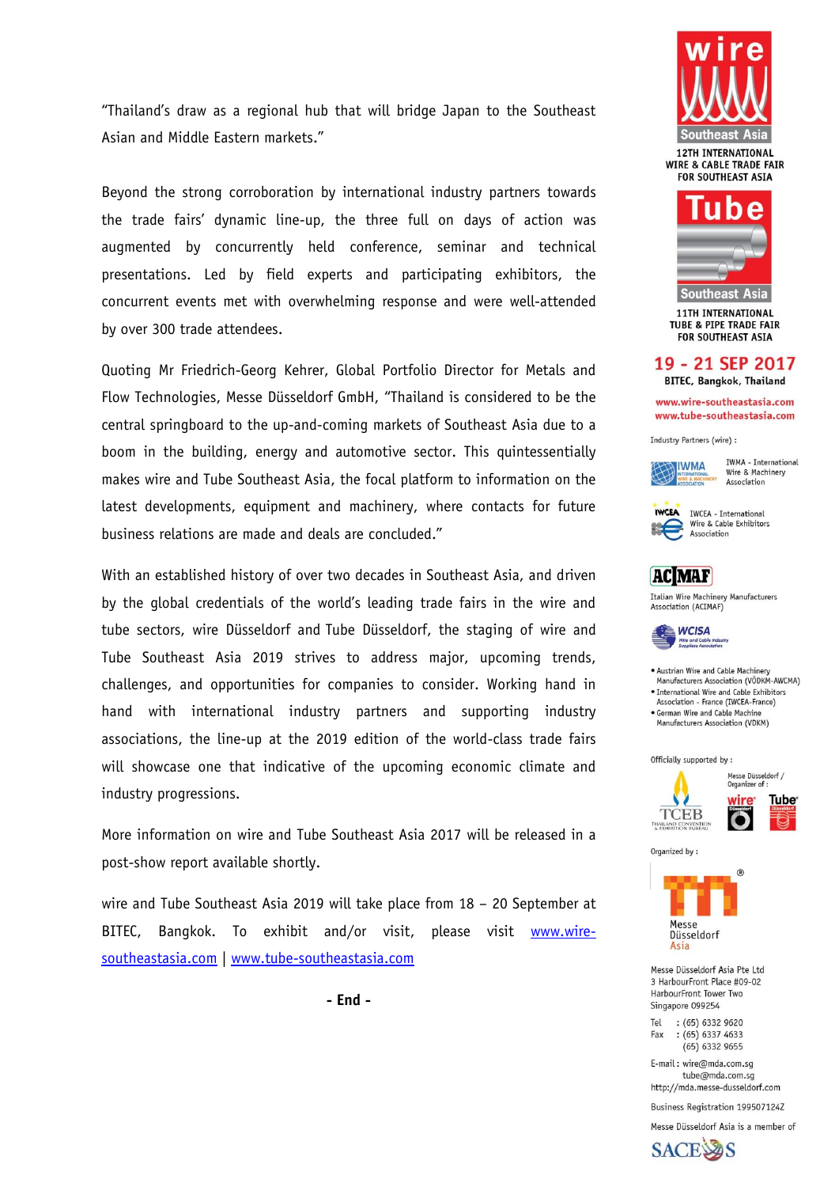"Thailand's draw as a regional hub that will bridge Japan to the Southeast Asian and Middle Eastern markets."

Beyond the strong corroboration by international industry partners towards the trade fairs' dynamic line-up, the three full on days of action was augmented by concurrently held conference, seminar and technical presentations. Led by field experts and participating exhibitors, the concurrent events met with overwhelming response and were well-attended by over 300 trade attendees.

Quoting Mr Friedrich-Georg Kehrer, Global Portfolio Director for Metals and Flow Technologies, Messe Düsseldorf GmbH, "Thailand is considered to be the central springboard to the up-and-coming markets of Southeast Asia due to a boom in the building, energy and automotive sector. This quintessentially makes wire and Tube Southeast Asia, the focal platform to information on the latest developments, equipment and machinery, where contacts for future business relations are made and deals are concluded."

With an established history of over two decades in Southeast Asia, and driven by the global credentials of the world's leading trade fairs in the wire and tube sectors, wire Düsseldorf and Tube Düsseldorf, the staging of wire and Tube Southeast Asia 2019 strives to address major, upcoming trends, challenges, and opportunities for companies to consider. Working hand in hand with international industry partners and supporting industry associations, the line-up at the 2019 edition of the world-class trade fairs will showcase one that indicative of the upcoming economic climate and industry progressions.

More information on wire and Tube Southeast Asia 2017 will be released in a post-show report available shortly.

wire and Tube Southeast Asia 2019 will take place from 18 – 20 September at BITEC, Bangkok. To exhibit and/or visit, please visit www.wire-southeastasia.com | www.tube-southeastasia.com

**- End -**

wire Southeast Asia
12TH INTERNATIONAL WIRE & CABLE TRADE FAIR FOR SOUTHEAST ASIA

Tube Southeast Asia
11TH INTERNATIONAL TUBE & PIPE TRADE FAIR FOR SOUTHEAST ASIA

**19 - 21 SEP 2017**
BITEC, Bangkok, Thailand

www.wire-southeastasia.com
www.tube-southeastasia.com

Industry Partners (wire) :

IWMA - International Wire & Machinery Association

IWCEA - International Wire & Cable Exhibitors Association

ACIMAF
Italian Wire Machinery Manufacturers Association (ACIMAF)

WCISA

- Austrian Wire and Cable Machinery Manufacturers Association (VÖDKM-AWCMA)
- International Wire and Cable Exhibitors Association - France (IWCEA-France)
- German Wire and Cable Machinery Manufacturers Association (VDKM)

Officially supported by :

TCEB

Messe Düsseldorf / Organizer of :

Organized by :

Messe Düsseldorf Asia

Messe Düsseldorf Asia Pte Ltd
3 HarbourFront Place #09-02
HarbourFront Tower Two
Singapore 099254

Tel : (65) 6332 9620
Fax : (65) 6337 4633
(65) 6332 9655

E-mail : wire@mda.com.sg
tube@mda.com.sg
http://mda.messe-dusseldorf.com

Business Registration 199507124Z

Messe Düsseldorf Asia is a member of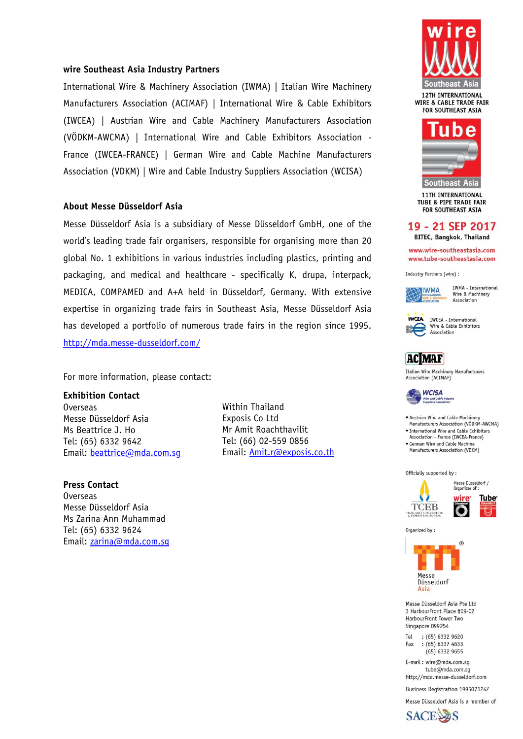## wire Southeast Asia Industry Partners

International Wire & Machinery Association (IWMA) | Italian Wire Machinery Manufacturers Association (ACIMAF) | International Wire & Cable Exhibitors (IWCEA) | Austrian Wire and Cable Machinery Manufacturers Association (VÖDKM-AWCMA) | International Wire and Cable Exhibitors Association - France (IWCEA-FRANCE) | German Wire and Cable Machine Manufacturers Association (VDKM) | Wire and Cable Industry Suppliers Association (WCISA)

## About Messe Düsseldorf Asia

Messe Düsseldorf Asia is a subsidiary of Messe Düsseldorf GmbH, one of the world's leading trade fair organisers, responsible for organising more than 20 global No. 1 exhibitions in various industries including plastics, printing and packaging, and medical and healthcare - specifically K, drupa, interpack, MEDICA, COMPAMED and A+A held in Düsseldorf, Germany. With extensive expertise in organizing trade fairs in Southeast Asia, Messe Düsseldorf Asia has developed a portfolio of numerous trade fairs in the region since 1995. http://mda.messe-dusseldorf.com/

For more information, please contact:

**Exhibition Contact**

Overseas
Messe Düsseldorf Asia
Ms Beattrice J. Ho
Tel: (65) 6332 9642
Email: beattrice@mda.com.sg

Within Thailand
Exposis Co Ltd
Mr Amit Roachthavilit
Tel: (66) 02-559 0856
Email: Amit.r@exposis.co.th

**Press Contact**

Overseas
Messe Düsseldorf Asia
Ms Zarina Ann Muhammad
Tel: (65) 6332 9624
Email: zarina@mda.com.sg

---

wire Southeast Asia
12TH INTERNATIONAL WIRE & CABLE TRADE FAIR FOR SOUTHEAST ASIA

Tube Southeast Asia
11TH INTERNATIONAL TUBE & PIPE TRADE FAIR FOR SOUTHEAST ASIA

**19 - 21 SEP 2017**
BITEC, Bangkok, Thailand

www.wire-southeastasia.com
www.tube-southeastasia.com

Industry Partners (wire) :

IWMA - International Wire & Machinery Association

IWCEA - International Wire & Cable Exhibitors Association

ACIMAF
Italian Wire Machinery Manufacturers Association (ACIMAF)

WCISA
Wire and Cable Industry Suppliers Association

- Austrian Wire and Cable Machinery Manufacturers Association (VÖDKM-AWCMA)
- International Wire and Cable Exhibitors Association - France (IWCEA-France)
- German Wire and Cable Machine Manufacturers Association (VDKM)

Officially supported by :
TCEB Thailand Convention & Exhibition Bureau

Messe Düsseldorf / Organizer of :
wire Düsseldorf | Tube Düsseldorf

Organized by :
Messe Düsseldorf Asia

Messe Düsseldorf Asia Pte Ltd
3 HarbourFront Place #09-02
HarbourFront Tower Two
Singapore 099254

Tel : (65) 6332 9620
Fax : (65) 6337 4633
(65) 6332 9655

E-mail : wire@mda.com.sg
tube@mda.com.sg
http://mda.messe-dusseldorf.com

Business Registration 199507124Z

Messe Düsseldorf Asia is a member of SACEOS